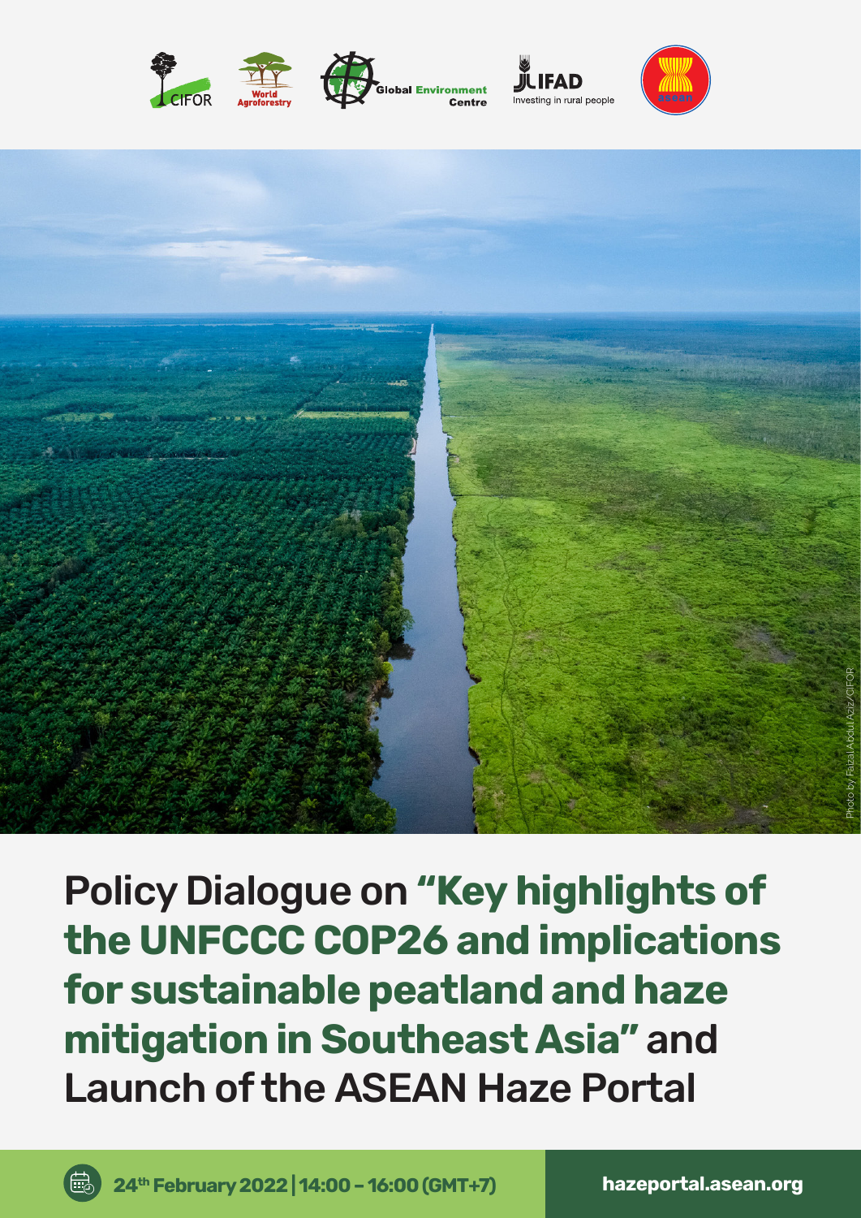# Policy Dialogue on "Key highlights of the UNFCCC COP26 and implications for sustainable peatland and haze mitigation in Southeast Asia" and Launch of the ASEAN Haze Portal

Photo by Faizal Abdul Aziz/CIFOR

**24th February 2022 | 14:00 – 16:00 (GMT+7)**

**hazeportal.asean.org**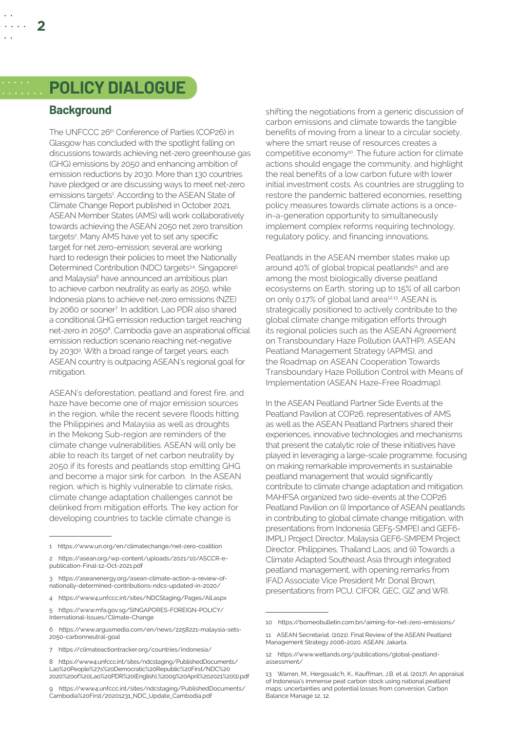# POLICY DIALOGUE

## Background

The UNFCCC 26th Conference of Parties (COP26) in Glasgow has concluded with the spotlight falling on discussions towards achieving net-zero greenhouse gas (GHG) emissions by 2050 and enhancing ambition of emission reductions by 2030. More than 130 countries have pledged or are discussing ways to meet net-zero emissions targets[1]. According to the ASEAN State of Climate Change Report published in October 2021, ASEAN Member States (AMS) will work collaboratively towards achieving the ASEAN 2050 net zero transition targets[2]. Many AMS have yet to set any specific target for net zero-emission; several are working hard to redesign their policies to meet the Nationally Determined Contribution (NDC) targets[3,4]. Singapore[5] and Malaysia[6] have announced an ambitious plan to achieve carbon neutrality as early as 2050, while Indonesia plans to achieve net-zero emissions (NZE) by 2060 or sooner[7]. In addition, Lao PDR also shared a conditional GHG emission reduction target reaching net-zero in 2050[8], Cambodia gave an aspirational official emission reduction scenario reaching net-negative by 2030[9]. With a broad range of target years, each ASEAN country is outpacing ASEAN's regional goal for mitigation.

ASEAN's deforestation, peatland and forest fire, and haze have become one of major emission sources in the region, while the recent severe floods hitting the Philippines and Malaysia as well as droughts in the Mekong Sub-region are reminders of the climate change vulnerabilities. ASEAN will only be able to reach its target of net carbon neutrality by 2050 if its forests and peatlands stop emitting GHG and become a major sink for carbon. In the ASEAN region, which is highly vulnerable to climate risks, climate change adaptation challenges cannot be delinked from mitigation efforts. The key action for developing countries to tackle climate change is shifting the negotiations from a generic discussion of carbon emissions and climate towards the tangible benefits of moving from a linear to a circular society, where the smart reuse of resources creates a competitive economy[10]. The future action for climate actions should engage the community, and highlight the real benefits of a low carbon future with lower initial investment costs. As countries are struggling to restore the pandemic battered economies, resetting policy measures towards climate actions is a once-in-a-generation opportunity to simultaneously implement complex reforms requiring technology, regulatory policy, and financing innovations.

Peatlands in the ASEAN member states make up around 40% of global tropical peatlands[11] and are among the most biologically diverse peatland ecosystems on Earth, storing up to 15% of all carbon on only 0.17% of global land area[12,13]. ASEAN is strategically positioned to actively contribute to the global climate change mitigation efforts through its regional policies such as the ASEAN Agreement on Transboundary Haze Pollution (AATHP), ASEAN Peatland Management Strategy (APMS), and the Roadmap on ASEAN Cooperation Towards Transboundary Haze Pollution Control with Means of Implementation (ASEAN Haze-Free Roadmap).

In the ASEAN Peatland Partner Side Events at the Peatland Pavilion at COP26, representatives of AMS as well as the ASEAN Peatland Partners shared their experiences, innovative technologies and mechanisms that present the catalytic role of these initiatives have played in leveraging a large-scale programme, focusing on making remarkable improvements in sustainable peatland management that would significantly contribute to climate change adaptation and mitigation. MAHFSA organized two side-events at the COP26 Peatland Pavilion on (i) Importance of ASEAN peatlands in contributing to global climate change mitigation, with presentations from Indonesia GEF5-SMPEI and GEF6-IMPLI Project Director, Malaysia GEF6-SMPEM Project Director, Philippines, Thailand Laos; and (ii) Towards a Climate Adapted Southeast Asia through integrated peatland management, with opening remarks from IFAD Associate Vice President Mr. Donal Brown, presentations from PCU, CIFOR, GEC, GIZ and WRI.

---

1 https://www.un.org/en/climatechange/net-zero-coalition

2 https://asean.org/wp-content/uploads/2021/10/ASCCR-e-publication-Final-12-Oct-2021.pdf

3 https://aseanenergy.org/asean-climate-action-a-review-of-nationally-determined-contributions-ndcs-updated-in-2020/

4 https://www4.unfccc.int/sites/NDCStaging/Pages/All.aspx

5 https://www.mfa.gov.sg/SINGAPORES-FOREIGN-POLICY/International-Issues/Climate-Change

6 https://www.argusmedia.com/en/news/2258221-malaysia-sets-2050-carbonneutral-goal

7 https://climateactiontracker.org/countries/indonesia/

8 https://www4.unfccc.int/sites/ndcstaging/PublishedDocuments/Lao%20People%27s%20Democratic%20Republic%20First/NDC%202020%20of%20Lao%20PDR%20(English),%2009%20April%202021%20(1).pdf

9 https://www4.unfccc.int/sites/ndcstaging/PublishedDocuments/Cambodia%20First/20201231_NDC_Update_Cambodia.pdf

10 https://borneobulletin.com.bn/aiming-for-net-zero-emissions/

11 ASEAN Secretariat. (2021). Final Review of the ASEAN Peatland Management Strategy 2006-2020. ASEAN: Jakarta.

12 https://www.wetlands.org/publications/global-peatland-assessment/

13 Warren, M., Hergoualc'h, K., Kauffman, J.B. et al. (2017). An appraisal of Indonesia's immense peat carbon stock using national peatland maps: uncertainties and potential losses from conversion. Carbon Balance Manage 12, 12.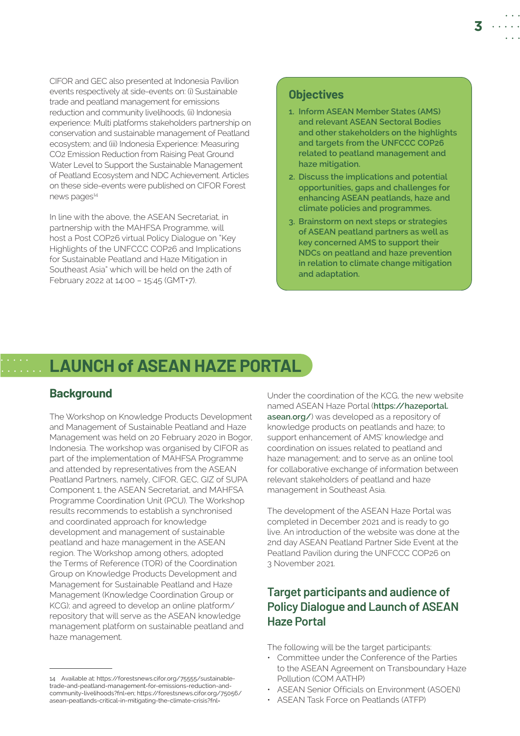CIFOR and GEC also presented at Indonesia Pavilion events respectively at side-events on: (i) Sustainable trade and peatland management for emissions reduction and community livelihoods, (ii) Indonesia experience: Multi platforms stakeholders partnership on conservation and sustainable management of Peatland ecosystem; and (iii) Indonesia Experience: Measuring CO2 Emission Reduction from Raising Peat Ground Water Level to Support the Sustainable Management of Peatland Ecosystem and NDC Achievement. Articles on these side-events were published on CIFOR Forest news pages[14]

In line with the above, the ASEAN Secretariat, in partnership with the MAHFSA Programme, will host a Post COP26 virtual Policy Dialogue on "Key Highlights of the UNFCCC COP26 and Implications for Sustainable Peatland and Haze Mitigation in Southeast Asia" which will be held on the 24th of February 2022 at 14:00 – 15:45 (GMT+7).

### Objectives

1. **Inform ASEAN Member States (AMS) and relevant ASEAN Sectoral Bodies and other stakeholders on the highlights and targets from the UNFCCC COP26 related to peatland management and haze mitigation.**
2. **Discuss the implications and potential opportunities, gaps and challenges for enhancing ASEAN peatlands, haze and climate policies and programmes.**
3. **Brainstorm on next steps or strategies of ASEAN peatland partners as well as key concerned AMS to support their NDCs on peatland and haze prevention in relation to climate change mitigation and adaptation.**

## LAUNCH of ASEAN HAZE PORTAL

### Background

The Workshop on Knowledge Products Development and Management of Sustainable Peatland and Haze Management was held on 20 February 2020 in Bogor, Indonesia. The workshop was organised by CIFOR as part of the implementation of MAHFSA Programme and attended by representatives from the ASEAN Peatland Partners, namely, CIFOR, GEC, GIZ of SUPA Component 1, the ASEAN Secretariat, and MAHFSA Programme Coordination Unit (PCU). The Workshop results recommends to establish a synchronised and coordinated approach for knowledge development and management of sustainable peatland and haze management in the ASEAN region. The Workshop among others, adopted the Terms of Reference (TOR) of the Coordination Group on Knowledge Products Development and Management for Sustainable Peatland and Haze Management (Knowledge Coordination Group or KCG); and agreed to develop an online platform/ repository that will serve as the ASEAN knowledge management platform on sustainable peatland and haze management.

Under the coordination of the KCG, the new website named ASEAN Haze Portal (**https://hazeportal.asean.org/**) was developed as a repository of knowledge products on peatlands and haze; to support enhancement of AMS' knowledge and coordination on issues related to peatland and haze management; and to serve as an online tool for collaborative exchange of information between relevant stakeholders of peatland and haze management in Southeast Asia.

The development of the ASEAN Haze Portal was completed in December 2021 and is ready to go live. An introduction of the website was done at the 2nd day ASEAN Peatland Partner Side Event at the Peatland Pavilion during the UNFCCC COP26 on 3 November 2021.

### Target participants and audience of Policy Dialogue and Launch of ASEAN Haze Portal

The following will be the target participants:

- Committee under the Conference of the Parties to the ASEAN Agreement on Transboundary Haze Pollution (COM AATHP)
- ASEAN Senior Officials on Environment (ASOEN)
- ASEAN Task Force on Peatlands (ATFP)

---

14 Available at: https://forestsnews.cifor.org/75555/sustainable-trade-and-peatland-management-for-emissions-reduction-and-community-livelihoods?fnl=en; https://forestsnews.cifor.org/75056/asean-peatlands-critical-in-mitigating-the-climate-crisis?fnl=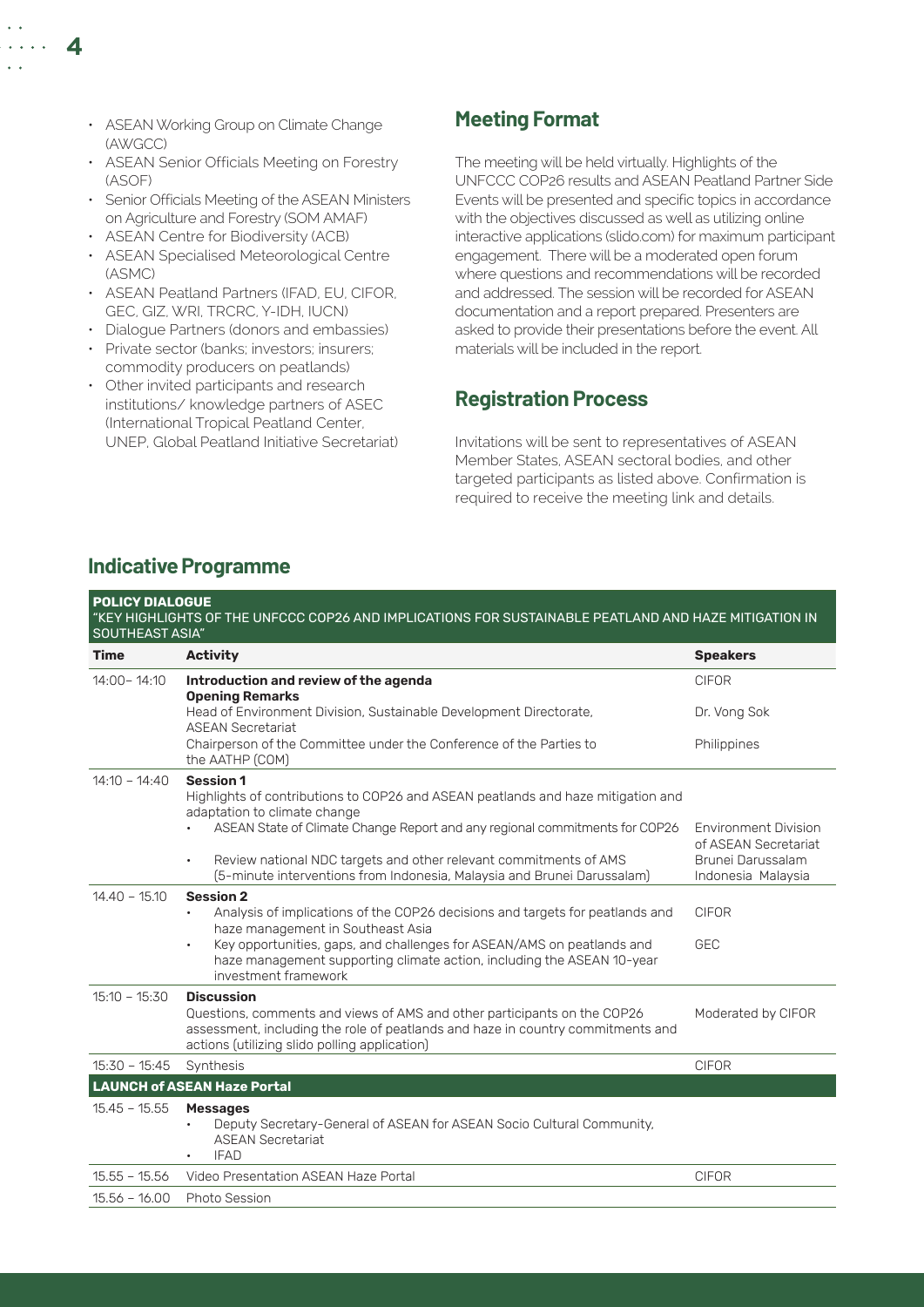- ASEAN Working Group on Climate Change (AWGCC)
- ASEAN Senior Officials Meeting on Forestry (ASOF)
- Senior Officials Meeting of the ASEAN Ministers on Agriculture and Forestry (SOM AMAF)
- ASEAN Centre for Biodiversity (ACB)
- ASEAN Specialised Meteorological Centre (ASMC)
- ASEAN Peatland Partners (IFAD, EU, CIFOR, GEC, GIZ, WRI, TRCRC, Y-IDH, IUCN)
- Dialogue Partners (donors and embassies)
- Private sector (banks; investors; insurers; commodity producers on peatlands)
- Other invited participants and research institutions/ knowledge partners of ASEC (International Tropical Peatland Center, UNEP, Global Peatland Initiative Secretariat)

## Meeting Format

The meeting will be held virtually. Highlights of the UNFCCC COP26 results and ASEAN Peatland Partner Side Events will be presented and specific topics in accordance with the objectives discussed as well as utilizing online interactive applications (slido.com) for maximum participant engagement. There will be a moderated open forum where questions and recommendations will be recorded and addressed. The session will be recorded for ASEAN documentation and a report prepared. Presenters are asked to provide their presentations before the event. All materials will be included in the report.

## Registration Process

Invitations will be sent to representatives of ASEAN Member States, ASEAN sectoral bodies, and other targeted participants as listed above. Confirmation is required to receive the meeting link and details.

## Indicative Programme

**POLICY DIALOGUE**
"KEY HIGHLIGHTS OF THE UNFCCC COP26 AND IMPLICATIONS FOR SUSTAINABLE PEATLAND AND HAZE MITIGATION IN SOUTHEAST ASIA"

| Time | Activity | Speakers |
|---|---|---|
| 14:00– 14:10 | **Introduction and review of the agenda** | CIFOR |
| | **Opening Remarks**<br>Head of Environment Division, Sustainable Development Directorate, ASEAN Secretariat | Dr. Vong Sok |
| | Chairperson of the Committee under the Conference of the Parties to the AATHP (COM) | Philippines |
| 14:10 – 14:40 | **Session 1**<br>Highlights of contributions to COP26 and ASEAN peatlands and haze mitigation and adaptation to climate change | |
| | • ASEAN State of Climate Change Report and any regional commitments for COP26 | Environment Division of ASEAN Secretariat |
| | • Review national NDC targets and other relevant commitments of AMS (5-minute interventions from Indonesia, Malaysia and Brunei Darussalam) | Brunei Darussalam Indonesia Malaysia |
| 14.40 – 15.10 | **Session 2**<br>• Analysis of implications of the COP26 decisions and targets for peatlands and haze management in Southeast Asia | CIFOR |
| | • Key opportunities, gaps, and challenges for ASEAN/AMS on peatlands and haze management supporting climate action, including the ASEAN 10-year investment framework | GEC |
| 15:10 – 15:30 | **Discussion**<br>Questions, comments and views of AMS and other participants on the COP26 assessment, including the role of peatlands and haze in country commitments and actions (utilizing slido polling application) | Moderated by CIFOR |
| 15:30 – 15:45 | Synthesis | CIFOR |
| **LAUNCH of ASEAN Haze Portal** | | |
| 15.45 – 15.55 | **Messages**<br>• Deputy Secretary-General of ASEAN for ASEAN Socio Cultural Community, ASEAN Secretariat<br>• IFAD | |
| 15.55 – 15.56 | Video Presentation ASEAN Haze Portal | CIFOR |
| 15.56 – 16.00 | Photo Session | |